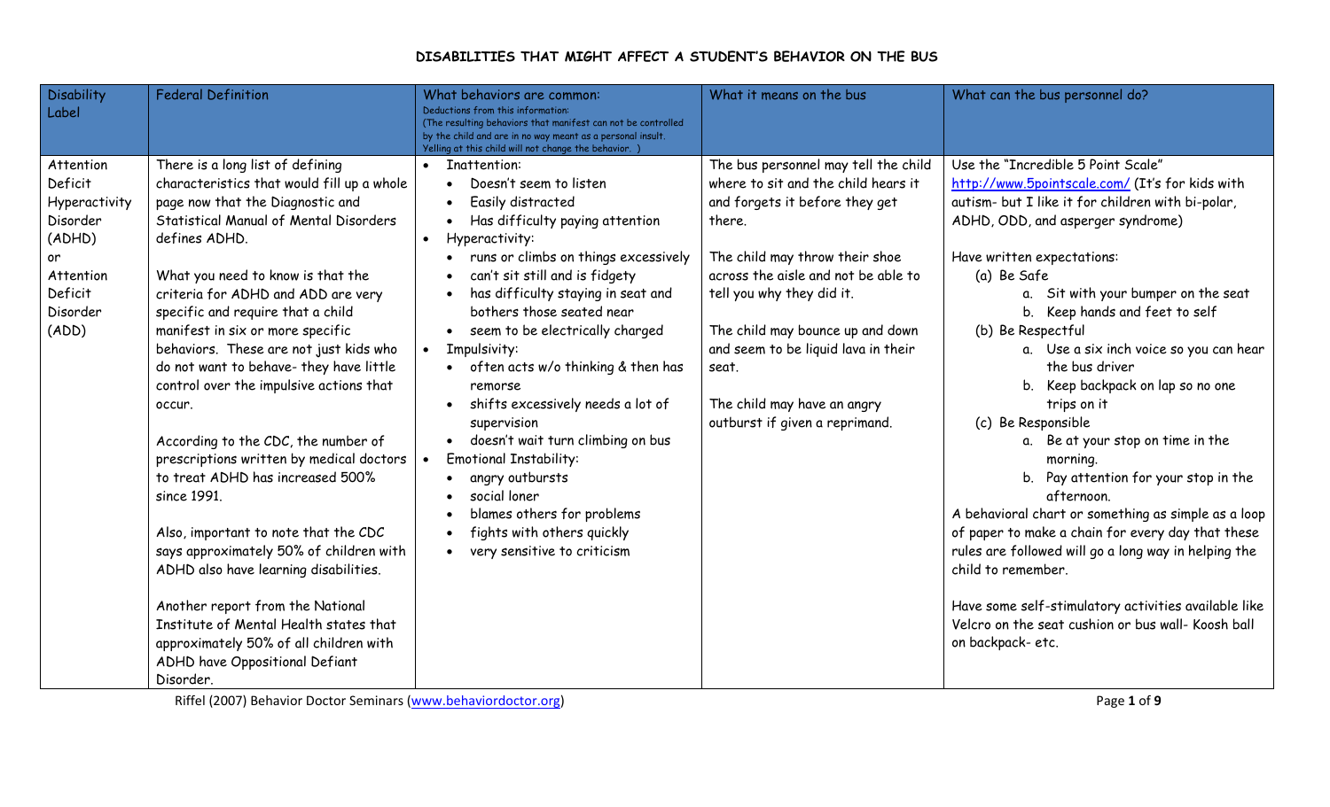# DISABILITIES THAT MIGHT AFFECT A STUDENT'S BEHAVIOR ON THE BUS

| Disability Label | Federal Definition | What behaviors are common: Deductions from this information: (The resulting behaviors that manifest can not be controlled by the child and are in no way meant as a personal insult. Yelling at this child will not change the behavior. ) | What it means on the bus | What can the bus personnel do? |
|---|---|---|---|---|
| Attention Deficit Hyperactivity Disorder (ADHD) or Attention Deficit Disorder (ADD) | There is a long list of defining characteristics that would fill up a whole page now that the Diagnostic and Statistical Manual of Mental Disorders defines ADHD.<br><br>What you need to know is that the criteria for ADHD and ADD are very specific and require that a child manifest in six or more specific behaviors. These are not just kids who do not want to behave- they have little control over the impulsive actions that occur.<br><br>According to the CDC, the number of prescriptions written by medical doctors to treat ADHD has increased 500% since 1991.<br><br>Also, important to note that the CDC says approximately 50% of children with ADHD also have learning disabilities.<br><br>Another report from the National Institute of Mental Health states that approximately 50% of all children with ADHD have Oppositional Defiant Disorder. | • Inattention:<br>  • Doesn't seem to listen<br>  • Easily distracted<br>  • Has difficulty paying attention<br>• Hyperactivity:<br>  • runs or climbs on things excessively<br>  • can't sit still and is fidgety<br>  • has difficulty staying in seat and bothers those seated near<br>  • seem to be electrically charged<br>• Impulsivity:<br>  • often acts w/o thinking & then has remorse<br>  • shifts excessively needs a lot of supervision<br>  • doesn't wait turn climbing on bus<br>• Emotional Instability:<br>  • angry outbursts<br>  • social loner<br>  • blames others for problems<br>  • fights with others quickly<br>  • very sensitive to criticism | The bus personnel may tell the child where to sit and the child hears it and forgets it before they get there.<br><br>The child may throw their shoe across the aisle and not be able to tell you why they did it.<br><br>The child may bounce up and down and seem to be liquid lava in their seat.<br><br>The child may have an angry outburst if given a reprimand. | Use the "Incredible 5 Point Scale" http://www.5pointscale.com/ (It's for kids with autism- but I like it for children with bi-polar, ADHD, ODD, and asperger syndrome)<br><br>Have written expectations:<br>(a) Be Safe<br>  a. Sit with your bumper on the seat<br>  b. Keep hands and feet to self<br>(b) Be Respectful<br>  a. Use a six inch voice so you can hear the bus driver<br>  b. Keep backpack on lap so no one trips on it<br>(c) Be Responsible<br>  a. Be at your stop on time in the morning.<br>  b. Pay attention for your stop in the afternoon.<br>A behavioral chart or something as simple as a loop of paper to make a chain for every day that these rules are followed will go a long way in helping the child to remember.<br><br>Have some self-stimulatory activities available like Velcro on the seat cushion or bus wall- Koosh ball on backpack- etc. |

Riffel (2007) Behavior Doctor Seminars (www.behaviordoctor.org)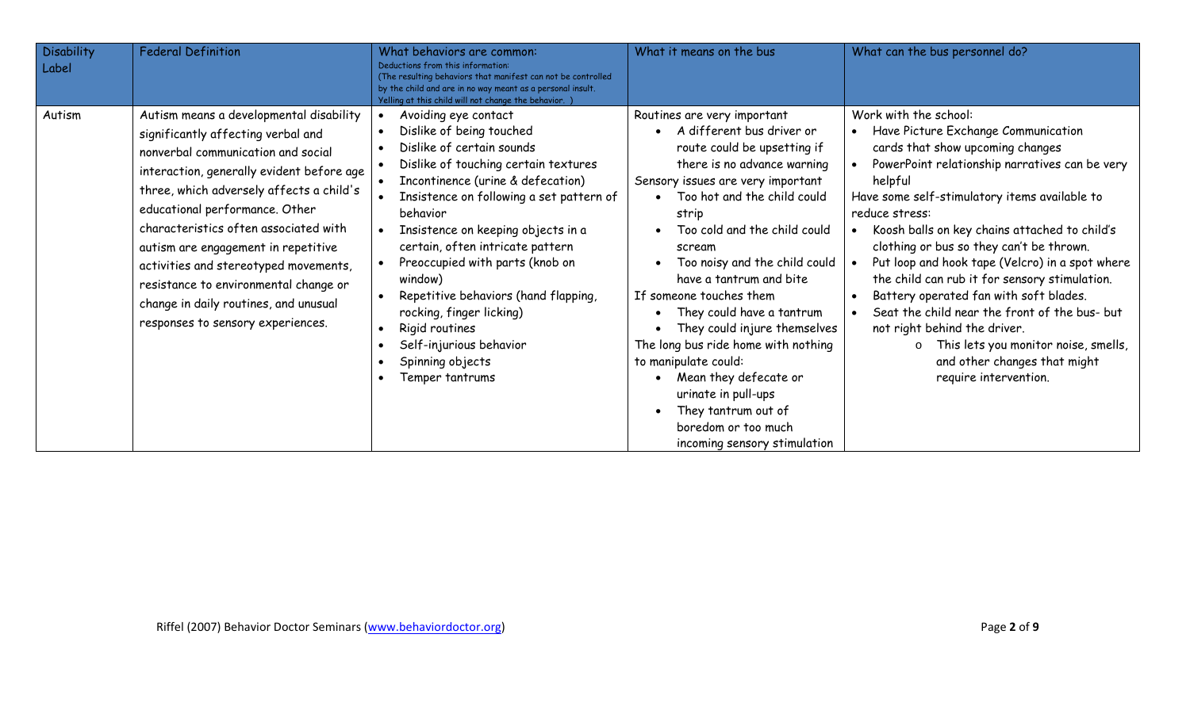| Disability Label | Federal Definition | What behaviors are common: Deductions from this information: (The resulting behaviors that manifest can not be controlled by the child and are in no way meant as a personal insult. Yelling at this child will not change the behavior. ) | What it means on the bus | What can the bus personnel do? |
|---|---|---|---|---|
| Autism | Autism means a developmental disability significantly affecting verbal and nonverbal communication and social interaction, generally evident before age three, which adversely affects a child's educational performance. Other characteristics often associated with autism are engagement in repetitive activities and stereotyped movements, resistance to environmental change or change in daily routines, and unusual responses to sensory experiences. | • Avoiding eye contact<br>• Dislike of being touched<br>• Dislike of certain sounds<br>• Dislike of touching certain textures<br>• Incontinence (urine & defecation)<br>• Insistence on following a set pattern of behavior<br>• Insistence on keeping objects in a certain, often intricate pattern<br>• Preoccupied with parts (knob on window)<br>• Repetitive behaviors (hand flapping, rocking, finger licking)<br>• Rigid routines<br>• Self-injurious behavior<br>• Spinning objects<br>• Temper tantrums | Routines are very important<br>• A different bus driver or route could be upsetting if there is no advance warning<br>Sensory issues are very important<br>• Too hot and the child could strip<br>• Too cold and the child could scream<br>• Too noisy and the child could have a tantrum and bite<br>If someone touches them<br>• They could have a tantrum<br>• They could injure themselves<br>The long bus ride home with nothing to manipulate could:<br>• Mean they defecate or urinate in pull-ups<br>• They tantrum out of boredom or too much incoming sensory stimulation | Work with the school:<br>• Have Picture Exchange Communication cards that show upcoming changes<br>• PowerPoint relationship narratives can be very helpful<br>Have some self-stimulatory items available to reduce stress:<br>• Koosh balls on key chains attached to child's clothing or bus so they can't be thrown.<br>• Put loop and hook tape (Velcro) in a spot where the child can rub it for sensory stimulation.<br>• Battery operated fan with soft blades.<br>• Seat the child near the front of the bus- but not right behind the driver.<br>o This lets you monitor noise, smells, and other changes that might require intervention. |

Riffel (2007) Behavior Doctor Seminars (www.behaviordoctor.org)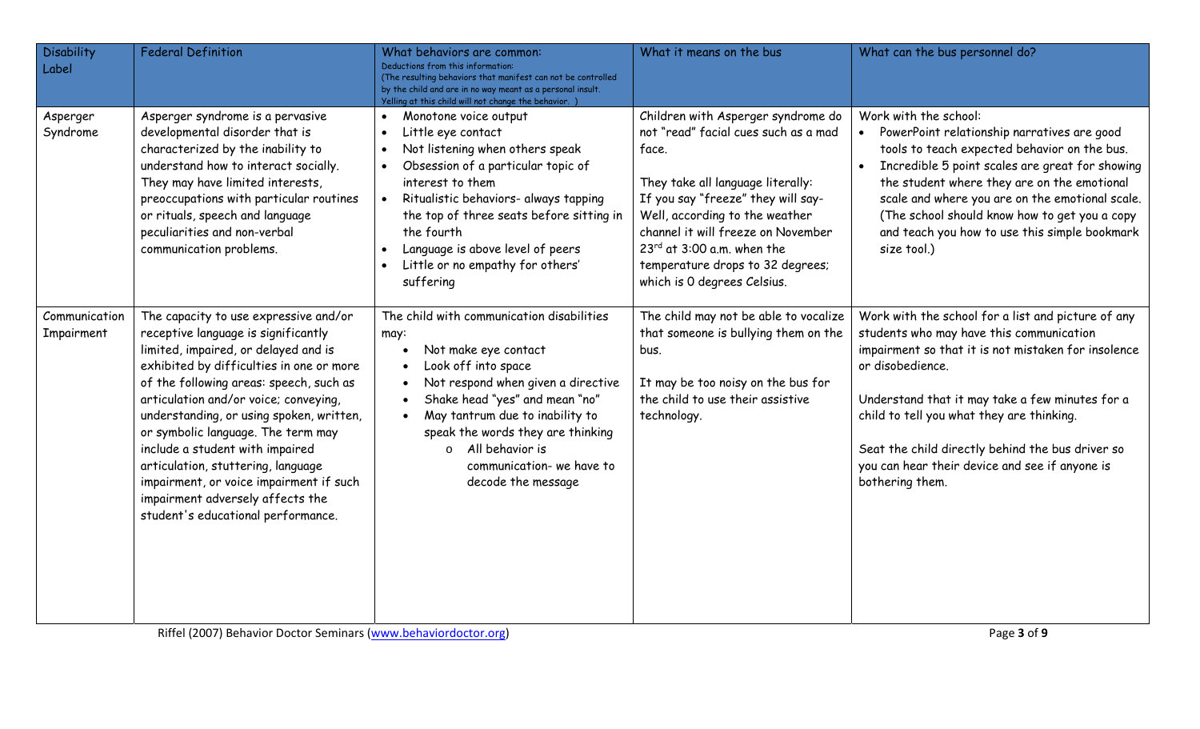| Disability Label | Federal Definition | What behaviors are common: Deductions from this information: (The resulting behaviors that manifest can not be controlled by the child and are in no way meant as a personal insult. Yelling at this child will not change the behavior. ) | What it means on the bus | What can the bus personnel do? |
|---|---|---|---|---|
| Asperger Syndrome | Asperger syndrome is a pervasive developmental disorder that is characterized by the inability to understand how to interact socially. They may have limited interests, preoccupations with particular routines or rituals, speech and language peculiarities and non-verbal communication problems. | • Monotone voice output<br>• Little eye contact<br>• Not listening when others speak<br>• Obsession of a particular topic of interest to them<br>• Ritualistic behaviors- always tapping the top of three seats before sitting in the fourth<br>• Language is above level of peers<br>• Little or no empathy for others' suffering | Children with Asperger syndrome do not "read" facial cues such as a mad face.<br><br>They take all language literally: If you say "freeze" they will say- Well, according to the weather channel it will freeze on November 23rd at 3:00 a.m. when the temperature drops to 32 degrees; which is 0 degrees Celsius. | Work with the school:<br>• PowerPoint relationship narratives are good tools to teach expected behavior on the bus.<br>• Incredible 5 point scales are great for showing the student where they are on the emotional scale and where you are on the emotional scale. (The school should know how to get you a copy and teach you how to use this simple bookmark size tool.) |
| Communication Impairment | The capacity to use expressive and/or receptive language is significantly limited, impaired, or delayed and is exhibited by difficulties in one or more of the following areas: speech, such as articulation and/or voice; conveying, understanding, or using spoken, written, or symbolic language. The term may include a student with impaired articulation, stuttering, language impairment, or voice impairment if such impairment adversely affects the student's educational performance. | The child with communication disabilities may:<br>• Not make eye contact<br>• Look off into space<br>• Not respond when given a directive<br>• Shake head "yes" and mean "no"<br>• May tantrum due to inability to speak the words they are thinking<br>  o All behavior is communication- we have to decode the message | The child may not be able to vocalize that someone is bullying them on the bus.<br><br>It may be too noisy on the bus for the child to use their assistive technology. | Work with the school for a list and picture of any students who may have this communication impairment so that it is not mistaken for insolence or disobedience.<br><br>Understand that it may take a few minutes for a child to tell you what they are thinking.<br><br>Seat the child directly behind the bus driver so you can hear their device and see if anyone is bothering them. |

Riffel (2007) Behavior Doctor Seminars (www.behaviordoctor.org)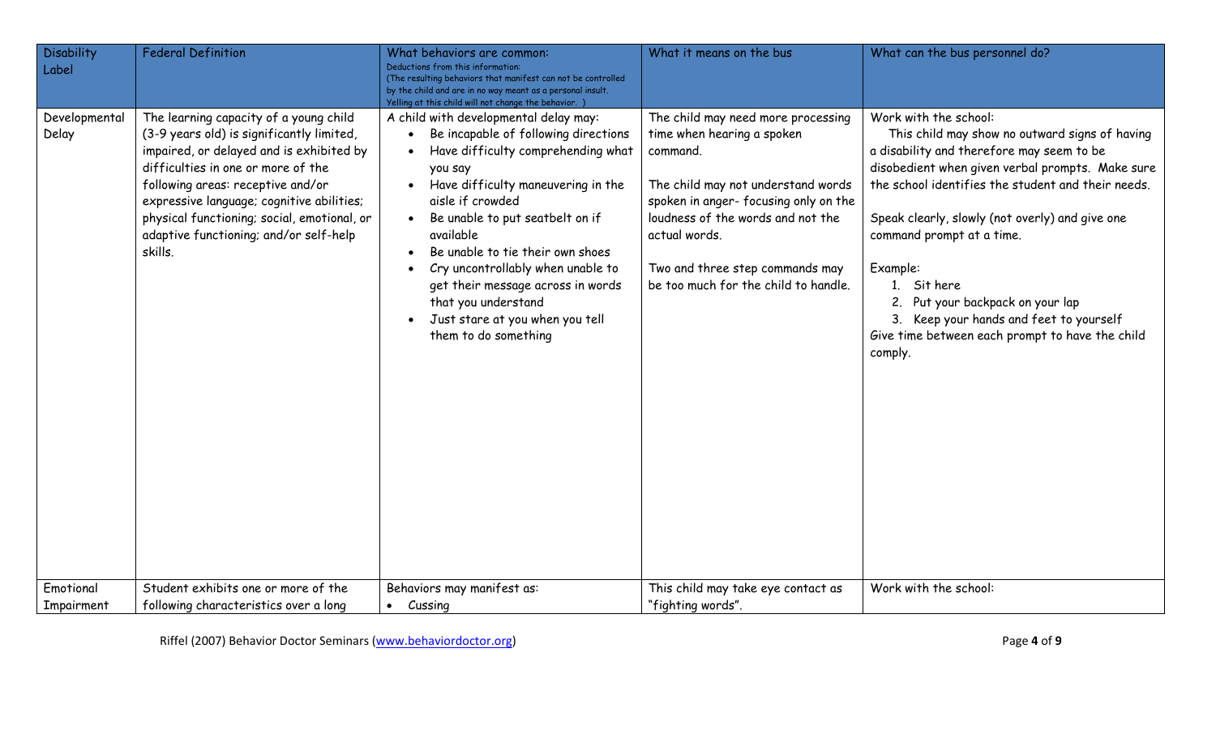| Disability Label | Federal Definition | What behaviors are common: Deductions from this information: (The resulting behaviors that manifest can not be controlled by the child and are in no way meant as a personal insult. Yelling at this child will not change the behavior. ) | What it means on the bus | What can the bus personnel do? |
| --- | --- | --- | --- | --- |
| Developmental Delay | The learning capacity of a young child (3-9 years old) is significantly limited, impaired, or delayed and is exhibited by difficulties in one or more of the following areas: receptive and/or expressive language; cognitive abilities; physical functioning; social, emotional, or adaptive functioning; and/or self-help skills. | A child with developmental delay may:<br>• Be incapable of following directions<br>• Have difficulty comprehending what you say<br>• Have difficulty maneuvering in the aisle if crowded<br>• Be unable to put seatbelt on if available<br>• Be unable to tie their own shoes<br>• Cry uncontrollably when unable to get their message across in words that you understand<br>• Just stare at you when you tell them to do something | The child may need more processing time when hearing a spoken command.<br><br>The child may not understand words spoken in anger- focusing only on the loudness of the words and not the actual words.<br><br>Two and three step commands may be too much for the child to handle. | Work with the school:<br>This child may show no outward signs of having a disability and therefore may seem to be disobedient when given verbal prompts. Make sure the school identifies the student and their needs.<br><br>Speak clearly, slowly (not overly) and give one command prompt at a time.<br><br>Example:<br>1. Sit here<br>2. Put your backpack on your lap<br>3. Keep your hands and feet to yourself<br>Give time between each prompt to have the child comply. |
| Emotional Impairment | Student exhibits one or more of the following characteristics over a long | Behaviors may manifest as:<br>• Cussing | This child may take eye contact as "fighting words". | Work with the school: |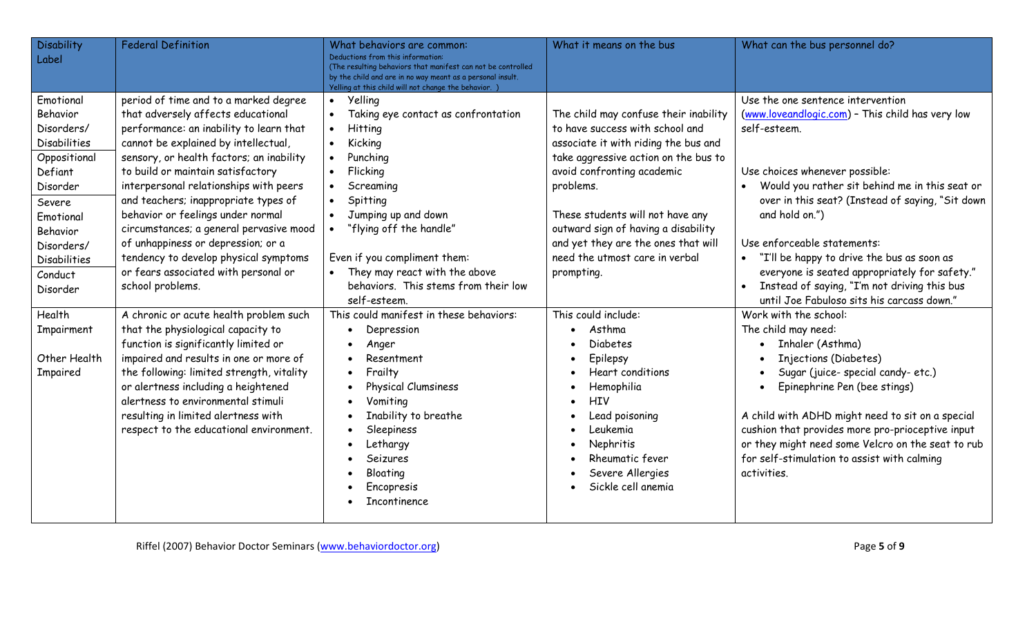| Disability Label | Federal Definition | What behaviors are common:<br>Deductions from this information:<br>(The resulting behaviors that manifest can not be controlled by the child and are in no way meant as a personal insult. Yelling at this child will not change the behavior. ) | What it means on the bus | What can the bus personnel do? |
|---|---|---|---|---|
| Emotional Behavior Disorders/ Disabilities<br>Oppositional Defiant Disorder<br>Severe Emotional Behavior Disorders/ Disabilities<br>Conduct Disorder | period of time and to a marked degree that adversely affects educational performance: an inability to learn that cannot be explained by intellectual, sensory, or health factors; an inability to build or maintain satisfactory interpersonal relationships with peers and teachers; inappropriate types of behavior or feelings under normal circumstances; a general pervasive mood of unhappiness or depression; or a tendency to develop physical symptoms or fears associated with personal or school problems. | • Yelling<br>• Taking eye contact as confrontation<br>• Hitting<br>• Kicking<br>• Punching<br>• Flicking<br>• Screaming<br>• Spitting<br>• Jumping up and down<br>• "flying off the handle"<br><br>Even if you compliment them:<br>• They may react with the above behaviors. This stems from their low self-esteem. | The child may confuse their inability to have success with school and associate it with riding the bus and take aggressive action on the bus to avoid confronting academic problems.<br><br>These students will not have any outward sign of having a disability and yet they are the ones that will need the utmost care in verbal prompting. | Use the one sentence intervention (www.loveandlogic.com) – This child has very low self-esteem.<br><br>Use choices whenever possible:<br>• Would you rather sit behind me in this seat or over in this seat? (Instead of saying, "Sit down and hold on.")<br><br>Use enforceable statements:<br>• "I'll be happy to drive the bus as soon as everyone is seated appropriately for safety."<br>• Instead of saying, "I'm not driving this bus until Joe Fabuloso sits his carcass down." |
| Health Impairment<br><br>Other Health Impaired | A chronic or acute health problem such that the physiological capacity to function is significantly limited or impaired and results in one or more of the following: limited strength, vitality or alertness including a heightened alertness to environmental stimuli resulting in limited alertness with respect to the educational environment. | This could manifest in these behaviors:<br>• Depression<br>• Anger<br>• Resentment<br>• Frailty<br>• Physical Clumsiness<br>• Vomiting<br>• Inability to breathe<br>• Sleepiness<br>• Lethargy<br>• Seizures<br>• Bloating<br>• Encopresis<br>• Incontinence | This could include:<br>• Asthma<br>• Diabetes<br>• Epilepsy<br>• Heart conditions<br>• Hemophilia<br>• HIV<br>• Lead poisoning<br>• Leukemia<br>• Nephritis<br>• Rheumatic fever<br>• Severe Allergies<br>• Sickle cell anemia | Work with the school:<br>The child may need:<br>• Inhaler (Asthma)<br>• Injections (Diabetes)<br>• Sugar (juice- special candy- etc.)<br>• Epinephrine Pen (bee stings)<br><br>A child with ADHD might need to sit on a special cushion that provides more pro-prioceptive input or they might need some Velcro on the seat to rub for self-stimulation to assist with calming activities. |

Riffel (2007) Behavior Doctor Seminars (www.behaviordoctor.org)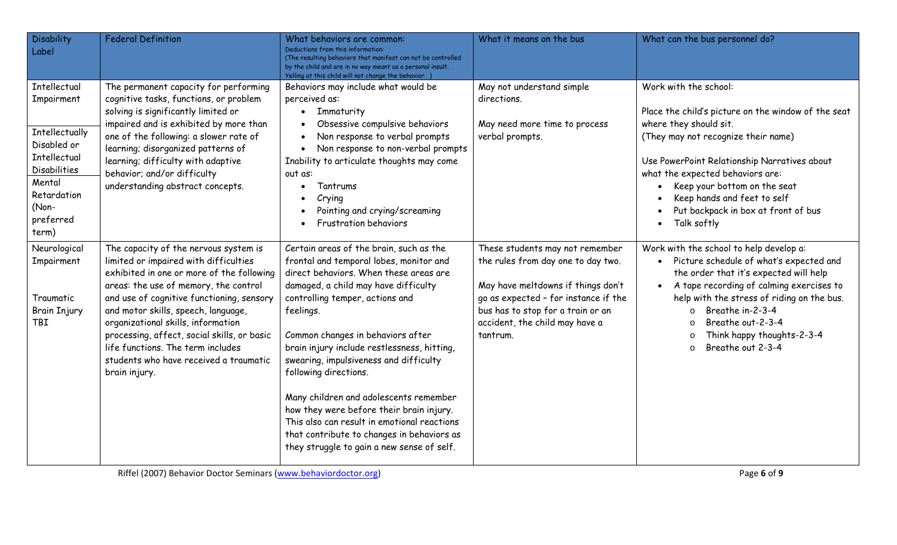| Disability Label | Federal Definition | What behaviors are common: Deductions from this information: (The resulting behaviors that manifest can not be controlled by the child and are in no way meant as a personal insult. Yelling at this child will not change the behavior. ) | What it means on the bus | What can the bus personnel do? |
|---|---|---|---|---|
| Intellectual Impairment<br><br>Intellectually Disabled or Intellectual Disabilities<br>Mental Retardation (Non-preferred term) | The permanent capacity for performing cognitive tasks, functions, or problem solving is significantly limited or impaired and is exhibited by more than one of the following: a slower rate of learning; disorganized patterns of learning; difficulty with adaptive behavior; and/or difficulty understanding abstract concepts. | Behaviors may include what would be perceived as:<br>• Immaturity<br>• Obsessive compulsive behaviors<br>• Non response to verbal prompts<br>• Non response to non-verbal prompts<br>Inability to articulate thoughts may come out as:<br>• Tantrums<br>• Crying<br>• Pointing and crying/screaming<br>• Frustration behaviors | May not understand simple directions.<br><br>May need more time to process verbal prompts. | Work with the school:<br><br>Place the child's picture on the window of the seat where they should sit.<br>(They may not recognize their name)<br><br>Use PowerPoint Relationship Narratives about what the expected behaviors are:<br>• Keep your bottom on the seat<br>• Keep hands and feet to self<br>• Put backpack in box at front of bus<br>• Talk softly |
| Neurological Impairment<br><br><br>Traumatic Brain Injury TBI | The capacity of the nervous system is limited or impaired with difficulties exhibited in one or more of the following areas: the use of memory, the control and use of cognitive functioning, sensory and motor skills, speech, language, organizational skills, information processing, affect, social skills, or basic life functions. The term includes students who have received a traumatic brain injury. | Certain areas of the brain, such as the frontal and temporal lobes, monitor and direct behaviors. When these areas are damaged, a child may have difficulty controlling temper, actions and feelings.<br><br>Common changes in behaviors after brain injury include restlessness, hitting, swearing, impulsiveness and difficulty following directions.<br><br>Many children and adolescents remember how they were before their brain injury. This also can result in emotional reactions that contribute to changes in behaviors as they struggle to gain a new sense of self. | These students may not remember the rules from day one to day two.<br><br>May have meltdowns if things don't go as expected – for instance if the bus has to stop for a train or an accident, the child may have a tantrum. | Work with the school to help develop a:<br>• Picture schedule of what's expected and the order that it's expected will help<br>• A tape recording of calming exercises to help with the stress of riding on the bus.<br>  o Breathe in-2-3-4<br>  o Breathe out-2-3-4<br>  o Think happy thoughts-2-3-4<br>  o Breathe out 2-3-4 |

Riffel (2007) Behavior Doctor Seminars (www.behaviordoctor.org)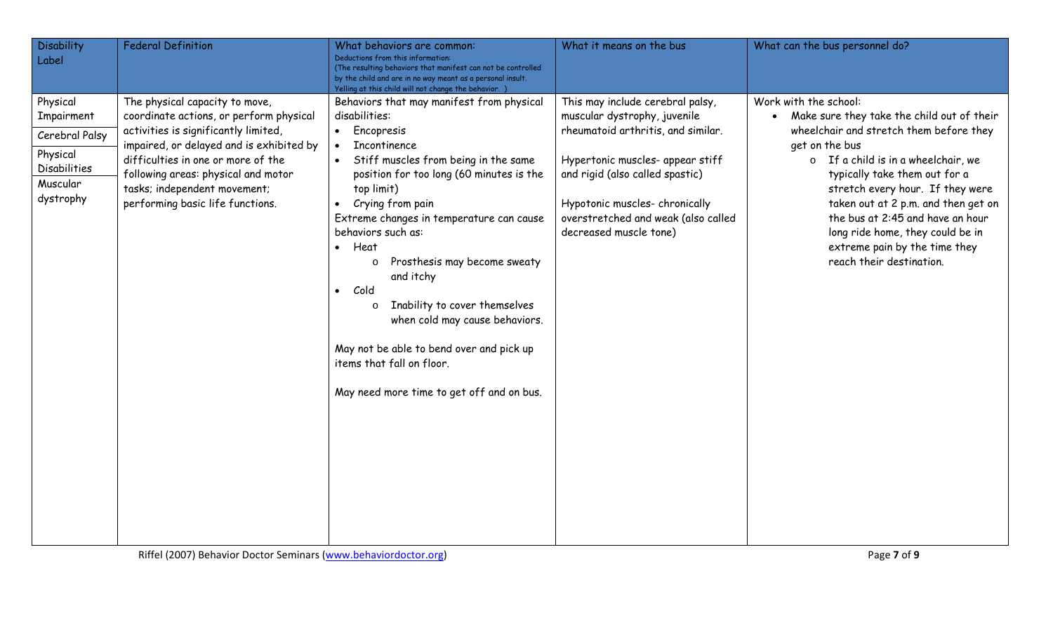| Disability Label | Federal Definition | What behaviors are common: Deductions from this information: (The resulting behaviors that manifest can not be controlled by the child and are in no way meant as a personal insult. Yelling at this child will not change the behavior. ) | What it means on the bus | What can the bus personnel do? |
|---|---|---|---|---|
| Physical Impairment<br><br>Cerebral Palsy<br><br>Physical Disabilities<br><br>Muscular dystrophy | The physical capacity to move, coordinate actions, or perform physical activities is significantly limited, impaired, or delayed and is exhibited by difficulties in one or more of the following areas: physical and motor tasks; independent movement; performing basic life functions. | Behaviors that may manifest from physical disabilities:<br>• Encopresis<br>• Incontinence<br>• Stiff muscles from being in the same position for too long (60 minutes is the top limit)<br>• Crying from pain<br>Extreme changes in temperature can cause behaviors such as:<br>• Heat<br>&nbsp;&nbsp;&nbsp;&nbsp;o Prosthesis may become sweaty and itchy<br>• Cold<br>&nbsp;&nbsp;&nbsp;&nbsp;o Inability to cover themselves when cold may cause behaviors.<br><br>May not be able to bend over and pick up items that fall on floor.<br><br>May need more time to get off and on bus. | This may include cerebral palsy, muscular dystrophy, juvenile rheumatoid arthritis, and similar.<br><br>Hypertonic muscles- appear stiff and rigid (also called spastic)<br><br>Hypotonic muscles- chronically overstretched and weak (also called decreased muscle tone) | Work with the school:<br>• Make sure they take the child out of their wheelchair and stretch them before they get on the bus<br>&nbsp;&nbsp;&nbsp;&nbsp;o If a child is in a wheelchair, we typically take them out for a stretch every hour. If they were taken out at 2 p.m. and then get on the bus at 2:45 and have an hour long ride home, they could be in extreme pain by the time they reach their destination. |

Riffel (2007) Behavior Doctor Seminars (www.behaviordoctor.org)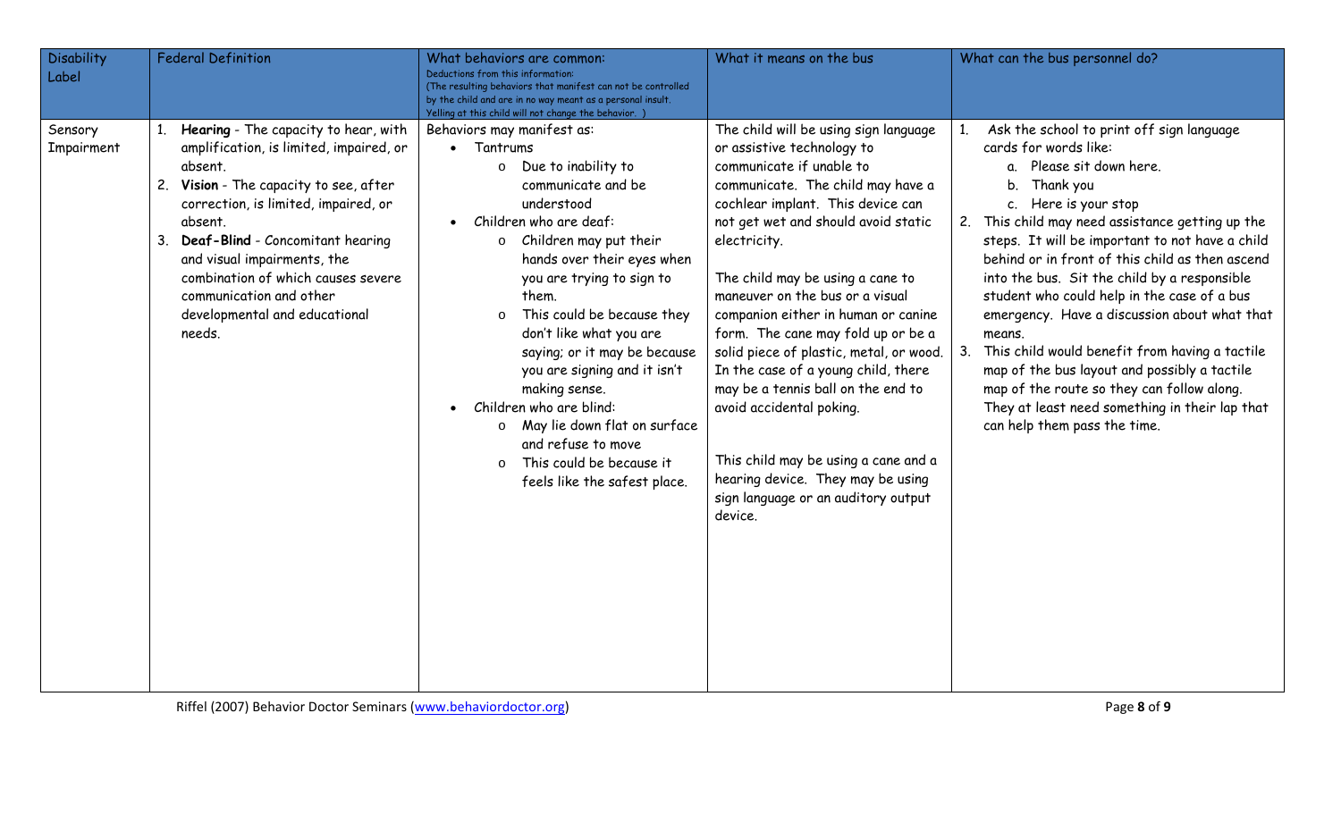| Disability Label | Federal Definition | What behaviors are common:<br>Deductions from this information:<br>(The resulting behaviors that manifest can not be controlled by the child and are in no way meant as a personal insult. Yelling at this child will not change the behavior. ) | What it means on the bus | What can the bus personnel do? |
| --- | --- | --- | --- | --- |
| Sensory Impairment | 1. **Hearing** - The capacity to hear, with amplification, is limited, impaired, or absent.<br>2. **Vision** - The capacity to see, after correction, is limited, impaired, or absent.<br>3. **Deaf-Blind** - Concomitant hearing and visual impairments, the combination of which causes severe communication and other developmental and educational needs. | Behaviors may manifest as:<br>• Tantrums<br>  o Due to inability to communicate and be understood<br>• Children who are deaf:<br>  o Children may put their hands over their eyes when you are trying to sign to them.<br>  o This could be because they don't like what you are saying; or it may be because you are signing and it isn't making sense.<br>• Children who are blind:<br>  o May lie down flat on surface and refuse to move<br>  o This could be because it feels like the safest place. | The child will be using sign language or assistive technology to communicate if unable to communicate. The child may have a cochlear implant. This device can not get wet and should avoid static electricity.<br><br>The child may be using a cane to maneuver on the bus or a visual companion either in human or canine form. The cane may fold up or be a solid piece of plastic, metal, or wood. In the case of a young child, there may be a tennis ball on the end to avoid accidental poking.<br><br>This child may be using a cane and a hearing device. They may be using sign language or an auditory output device. | 1. Ask the school to print off sign language cards for words like:<br>  a. Please sit down here.<br>  b. Thank you<br>  c. Here is your stop<br>2. This child may need assistance getting up the steps. It will be important to not have a child behind or in front of this child as then ascend into the bus. Sit the child by a responsible student who could help in the case of a bus emergency. Have a discussion about what that means.<br>3. This child would benefit from having a tactile map of the bus layout and possibly a tactile map of the route so they can follow along. They at least need something in their lap that can help them pass the time. |

Riffel (2007) Behavior Doctor Seminars (www.behaviordoctor.org)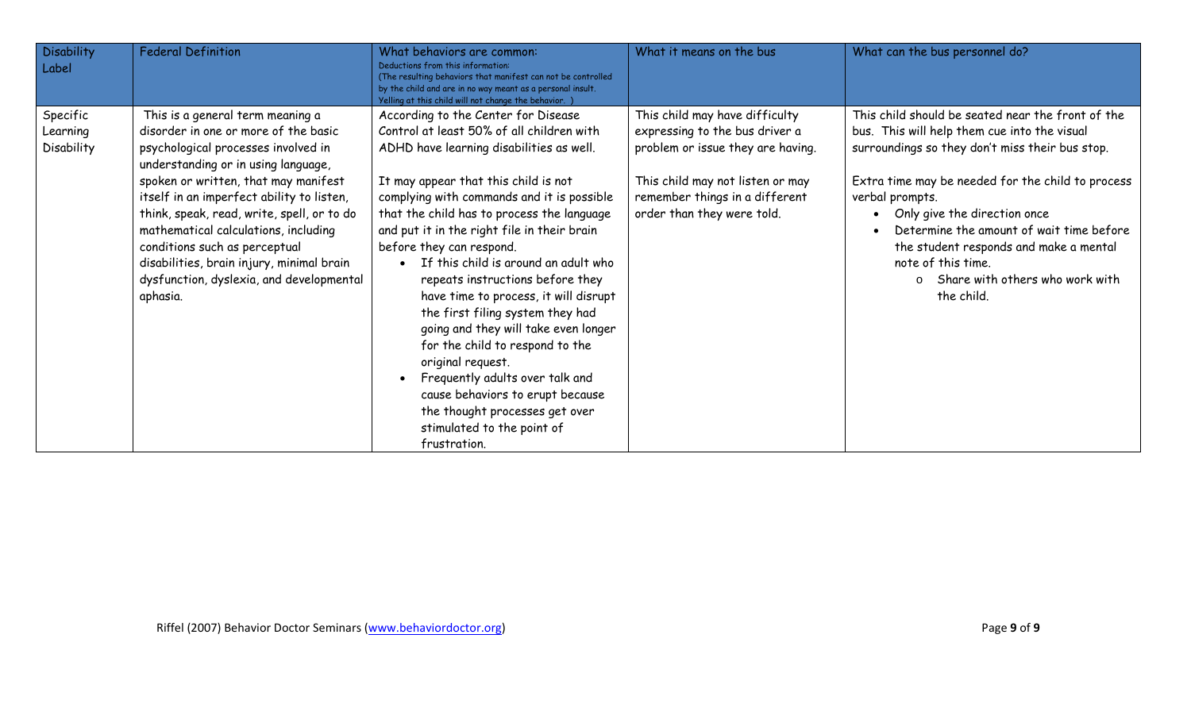| Disability Label | Federal Definition | What behaviors are common: Deductions from this information: (The resulting behaviors that manifest can not be controlled by the child and are in no way meant as a personal insult. Yelling at this child will not change the behavior. ) | What it means on the bus | What can the bus personnel do? |
|---|---|---|---|---|
| Specific Learning Disability | This is a general term meaning a disorder in one or more of the basic psychological processes involved in understanding or in using language, spoken or written, that may manifest itself in an imperfect ability to listen, think, speak, read, write, spell, or to do mathematical calculations, including conditions such as perceptual disabilities, brain injury, minimal brain dysfunction, dyslexia, and developmental aphasia. | According to the Center for Disease Control at least 50% of all children with ADHD have learning disabilities as well.<br><br>It may appear that this child is not complying with commands and it is possible that the child has to process the language and put it in the right file in their brain before they can respond.<br>• If this child is around an adult who repeats instructions before they have time to process, it will disrupt the first filing system they had going and they will take even longer for the child to respond to the original request.<br>• Frequently adults over talk and cause behaviors to erupt because the thought processes get over stimulated to the point of frustration. | This child may have difficulty expressing to the bus driver a problem or issue they are having.<br><br>This child may not listen or may remember things in a different order than they were told. | This child should be seated near the front of the bus. This will help them cue into the visual surroundings so they don't miss their bus stop.<br><br>Extra time may be needed for the child to process verbal prompts.<br>• Only give the direction once<br>• Determine the amount of wait time before the student responds and make a mental note of this time.<br>  o Share with others who work with the child. |

Riffel (2007) Behavior Doctor Seminars (www.behaviordoctor.org)